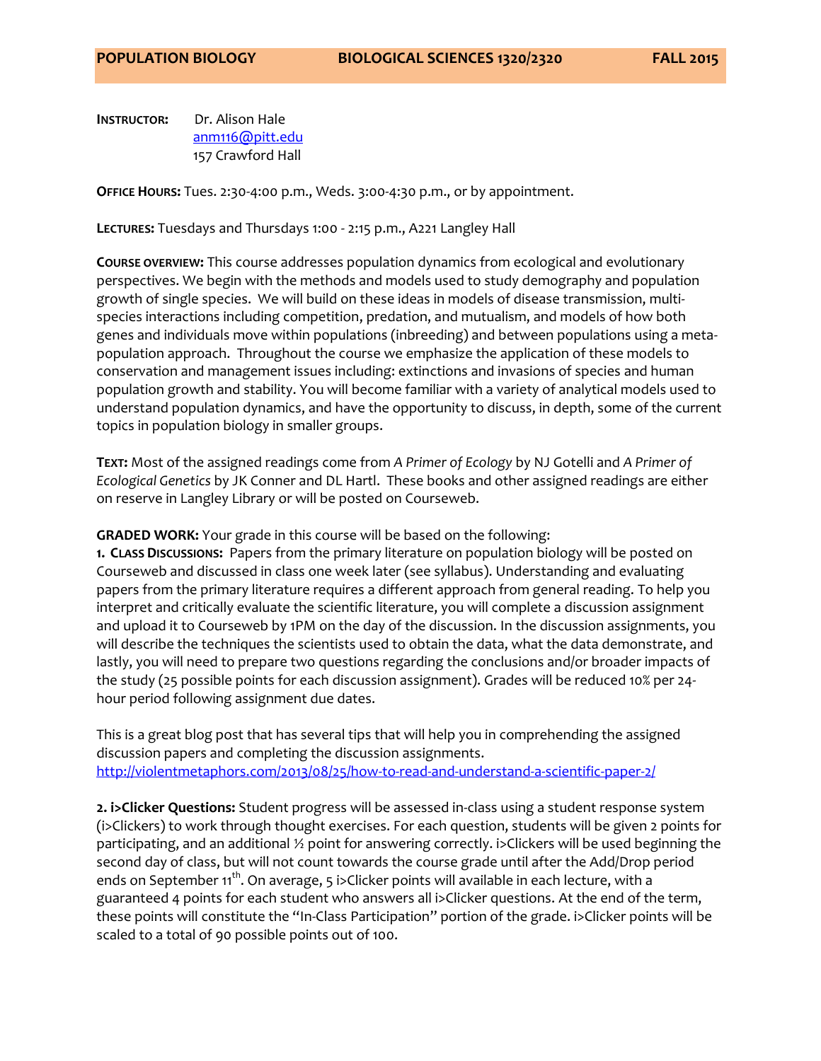**POPULATION BIOLOGY** **BIOLOGICAL SCIENCES 1320/2320** **FALL 2015**

**INSTRUCTOR:** Dr. Alison Hale
anm116@pitt.edu
157 Crawford Hall

**OFFICE HOURS:** Tues. 2:30-4:00 p.m., Weds. 3:00-4:30 p.m., or by appointment.

**LECTURES:** Tuesdays and Thursdays 1:00 - 2:15 p.m., A221 Langley Hall

**COURSE OVERVIEW:** This course addresses population dynamics from ecological and evolutionary perspectives. We begin with the methods and models used to study demography and population growth of single species. We will build on these ideas in models of disease transmission, multi-species interactions including competition, predation, and mutualism, and models of how both genes and individuals move within populations (inbreeding) and between populations using a meta-population approach. Throughout the course we emphasize the application of these models to conservation and management issues including: extinctions and invasions of species and human population growth and stability. You will become familiar with a variety of analytical models used to understand population dynamics, and have the opportunity to discuss, in depth, some of the current topics in population biology in smaller groups.

**TEXT:** Most of the assigned readings come from *A Primer of Ecology* by NJ Gotelli and *A Primer of Ecological Genetics* by JK Conner and DL Hartl. These books and other assigned readings are either on reserve in Langley Library or will be posted on Courseweb.

**GRADED WORK:** Your grade in this course will be based on the following:

**1. CLASS DISCUSSIONS:** Papers from the primary literature on population biology will be posted on Courseweb and discussed in class one week later (see syllabus). Understanding and evaluating papers from the primary literature requires a different approach from general reading. To help you interpret and critically evaluate the scientific literature, you will complete a discussion assignment and upload it to Courseweb by 1PM on the day of the discussion. In the discussion assignments, you will describe the techniques the scientists used to obtain the data, what the data demonstrate, and lastly, you will need to prepare two questions regarding the conclusions and/or broader impacts of the study (25 possible points for each discussion assignment). Grades will be reduced 10% per 24-hour period following assignment due dates.

This is a great blog post that has several tips that will help you in comprehending the assigned discussion papers and completing the discussion assignments.
http://violentmetaphors.com/2013/08/25/how-to-read-and-understand-a-scientific-paper-2/

**2. i>Clicker Questions:** Student progress will be assessed in-class using a student response system (i>Clickers) to work through thought exercises. For each question, students will be given 2 points for participating, and an additional ½ point for answering correctly. i>Clickers will be used beginning the second day of class, but will not count towards the course grade until after the Add/Drop period ends on September 11th. On average, 5 i>Clicker points will available in each lecture, with a guaranteed 4 points for each student who answers all i>Clicker questions. At the end of the term, these points will constitute the "In-Class Participation" portion of the grade. i>Clicker points will be scaled to a total of 90 possible points out of 100.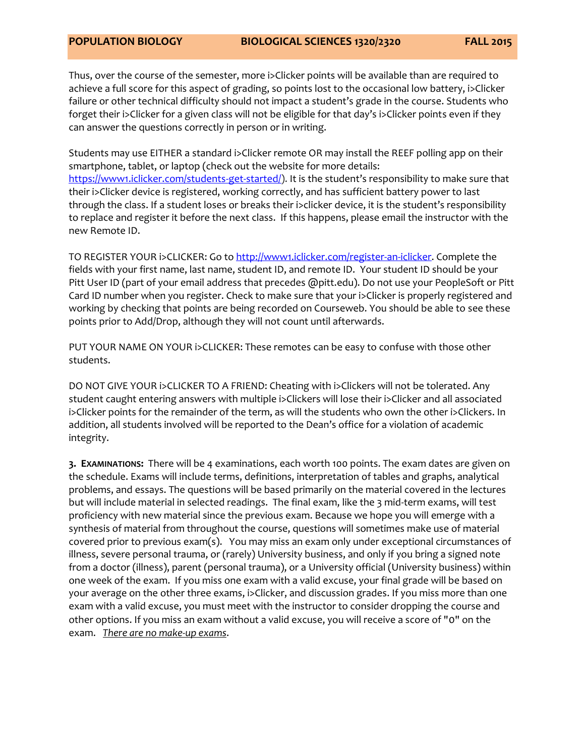Thus, over the course of the semester, more i>Clicker points will be available than are required to achieve a full score for this aspect of grading, so points lost to the occasional low battery, i>Clicker failure or other technical difficulty should not impact a student's grade in the course. Students who forget their i>Clicker for a given class will not be eligible for that day's i>Clicker points even if they can answer the questions correctly in person or in writing.

Students may use EITHER a standard i>Clicker remote OR may install the REEF polling app on their smartphone, tablet, or laptop (check out the website for more details: [https://www1.iclicker.com/students-get-started/](https://www1.iclicker.com/students-get-started/)). It is the student's responsibility to make sure that their i>Clicker device is registered, working correctly, and has sufficient battery power to last through the class. If a student loses or breaks their i>clicker device, it is the student's responsibility to replace and register it before the next class. If this happens, please email the instructor with the new Remote ID.

TO REGISTER YOUR i>CLICKER: Go to [http://www1.iclicker.com/register-an-iclicker](http://www1.iclicker.com/register-an-iclicker). Complete the fields with your first name, last name, student ID, and remote ID. Your student ID should be your Pitt User ID (part of your email address that precedes @pitt.edu). Do not use your PeopleSoft or Pitt Card ID number when you register. Check to make sure that your i>Clicker is properly registered and working by checking that points are being recorded on Courseweb. You should be able to see these points prior to Add/Drop, although they will not count until afterwards.

PUT YOUR NAME ON YOUR i>CLICKER: These remotes can be easy to confuse with those other students.

DO NOT GIVE YOUR i>CLICKER TO A FRIEND: Cheating with i>Clickers will not be tolerated. Any student caught entering answers with multiple i>Clickers will lose their i>Clicker and all associated i>Clicker points for the remainder of the term, as will the students who own the other i>Clickers. In addition, all students involved will be reported to the Dean's office for a violation of academic integrity.

**3. EXAMINATIONS:** There will be 4 examinations, each worth 100 points. The exam dates are given on the schedule. Exams will include terms, definitions, interpretation of tables and graphs, analytical problems, and essays. The questions will be based primarily on the material covered in the lectures but will include material in selected readings. The final exam, like the 3 mid-term exams, will test proficiency with new material since the previous exam. Because we hope you will emerge with a synthesis of material from throughout the course, questions will sometimes make use of material covered prior to previous exam(s). You may miss an exam only under exceptional circumstances of illness, severe personal trauma, or (rarely) University business, and only if you bring a signed note from a doctor (illness), parent (personal trauma), or a University official (University business) within one week of the exam. If you miss one exam with a valid excuse, your final grade will be based on your average on the other three exams, i>Clicker, and discussion grades. If you miss more than one exam with a valid excuse, you must meet with the instructor to consider dropping the course and other options. If you miss an exam without a valid excuse, you will receive a score of "0" on the exam. *There are no make-up exams*.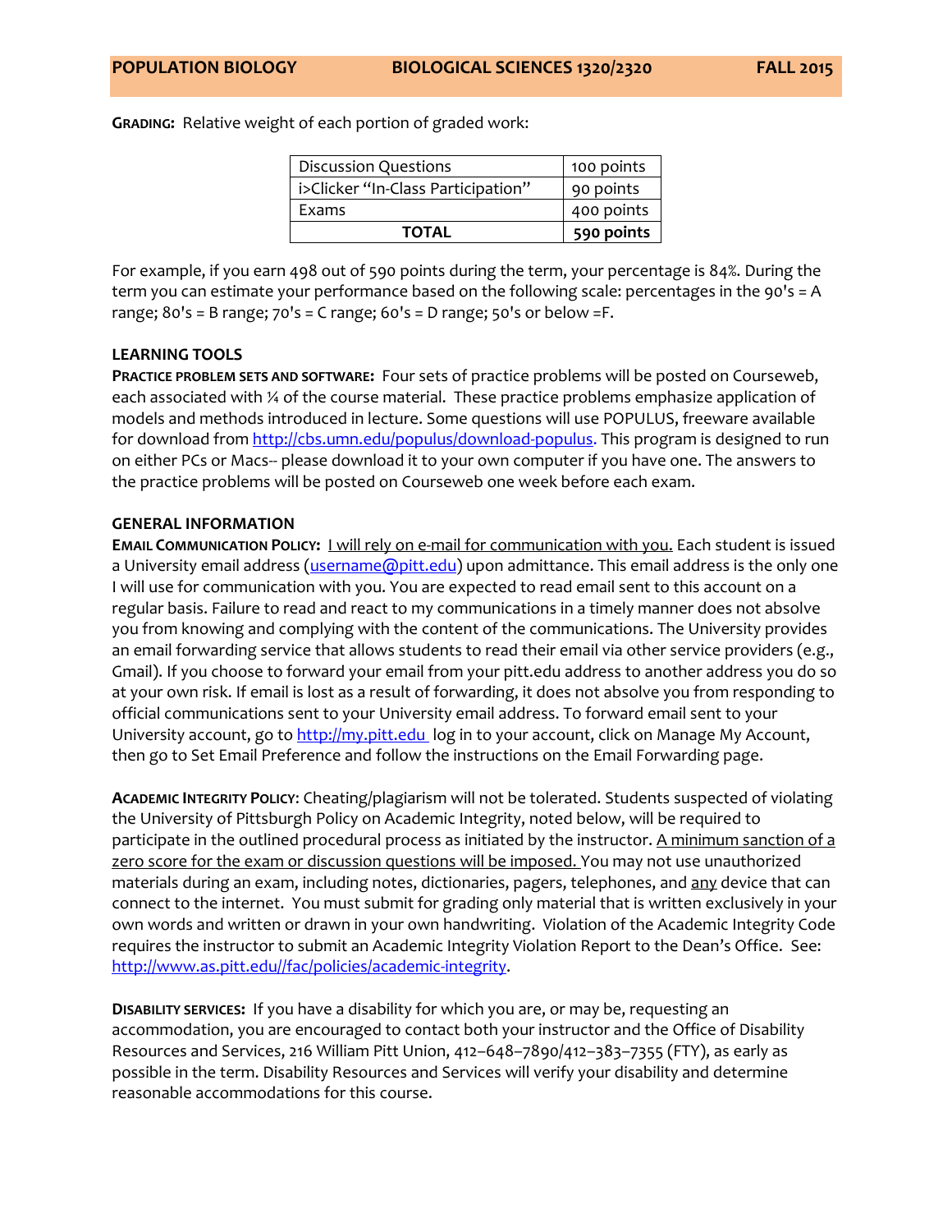**GRADING:** Relative weight of each portion of graded work:

| | |
|---|---|
| Discussion Questions | 100 points |
| i>Clicker "In-Class Participation" | 90 points |
| Exams | 400 points |
| **TOTAL** | **590 points** |

For example, if you earn 498 out of 590 points during the term, your percentage is 84%. During the term you can estimate your performance based on the following scale: percentages in the 90's = A range; 80's = B range; 70's = C range; 60's = D range; 50's or below =F.

## LEARNING TOOLS

**PRACTICE PROBLEM SETS AND SOFTWARE:** Four sets of practice problems will be posted on Courseweb, each associated with ¼ of the course material. These practice problems emphasize application of models and methods introduced in lecture. Some questions will use POPULUS, freeware available for download from http://cbs.umn.edu/populus/download-populus. This program is designed to run on either PCs or Macs-- please download it to your own computer if you have one. The answers to the practice problems will be posted on Courseweb one week before each exam.

## GENERAL INFORMATION

**EMAIL COMMUNICATION POLICY:** I will rely on e-mail for communication with you. Each student is issued a University email address (username@pitt.edu) upon admittance. This email address is the only one I will use for communication with you. You are expected to read email sent to this account on a regular basis. Failure to read and react to my communications in a timely manner does not absolve you from knowing and complying with the content of the communications. The University provides an email forwarding service that allows students to read their email via other service providers (e.g., Gmail). If you choose to forward your email from your pitt.edu address to another address you do so at your own risk. If email is lost as a result of forwarding, it does not absolve you from responding to official communications sent to your University email address. To forward email sent to your University account, go to http://my.pitt.edu log in to your account, click on Manage My Account, then go to Set Email Preference and follow the instructions on the Email Forwarding page.

**ACADEMIC INTEGRITY POLICY**: Cheating/plagiarism will not be tolerated. Students suspected of violating the University of Pittsburgh Policy on Academic Integrity, noted below, will be required to participate in the outlined procedural process as initiated by the instructor. A minimum sanction of a zero score for the exam or discussion questions will be imposed. You may not use unauthorized materials during an exam, including notes, dictionaries, pagers, telephones, and any device that can connect to the internet. You must submit for grading only material that is written exclusively in your own words and written or drawn in your own handwriting. Violation of the Academic Integrity Code requires the instructor to submit an Academic Integrity Violation Report to the Dean's Office. See: http://www.as.pitt.edu//fac/policies/academic-integrity.

**DISABILITY SERVICES:** If you have a disability for which you are, or may be, requesting an accommodation, you are encouraged to contact both your instructor and the Office of Disability Resources and Services, 216 William Pitt Union, 412–648–7890/412–383–7355 (FTY), as early as possible in the term. Disability Resources and Services will verify your disability and determine reasonable accommodations for this course.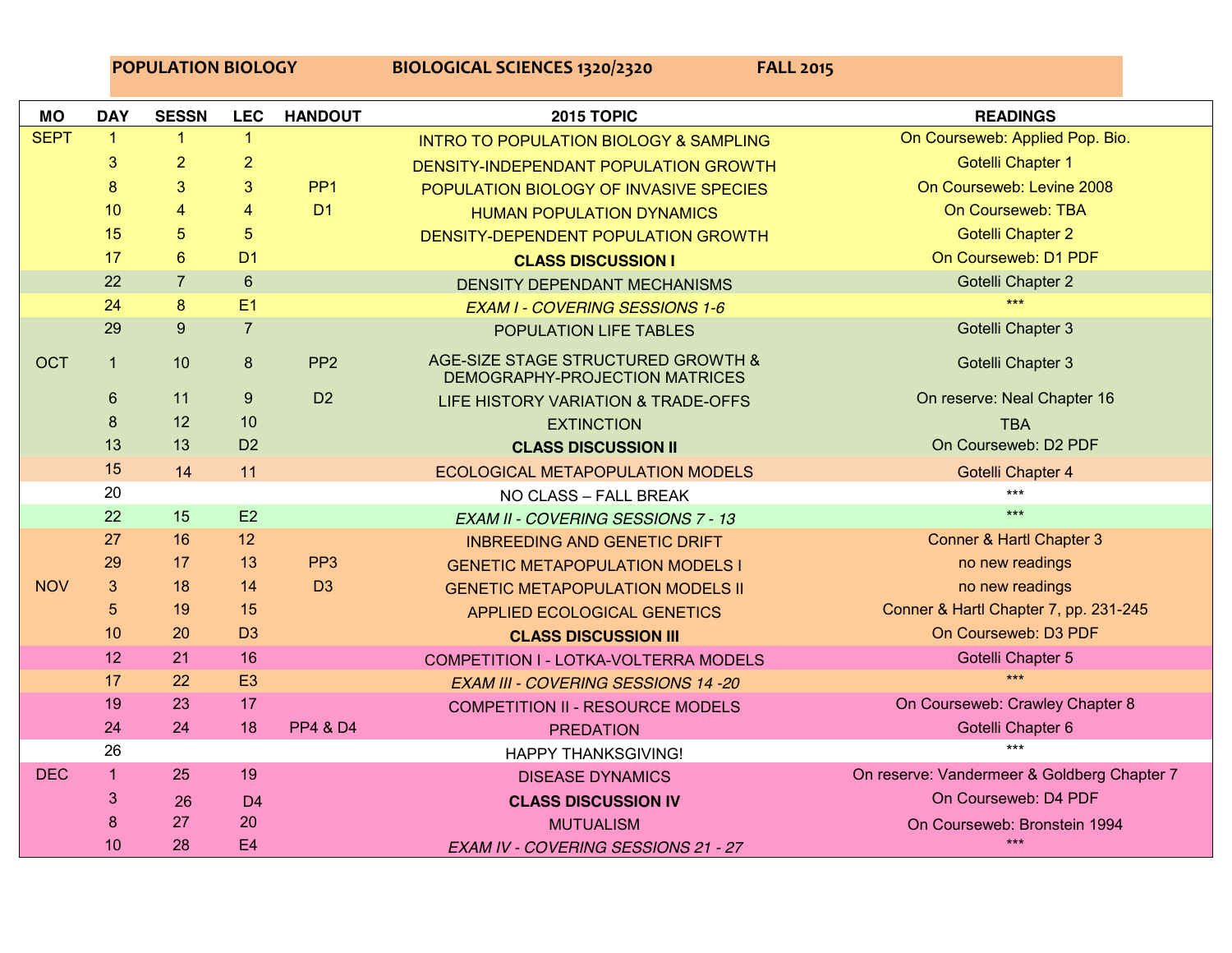**POPULATION BIOLOGY** **BIOLOGICAL SCIENCES 1320/2320** **FALL 2015**

| MO | DAY | SESSN | LEC | HANDOUT | 2015 TOPIC | READINGS |
|---|---|---|---|---|---|---|
| SEPT | 1 | 1 | 1 | | INTRO TO POPULATION BIOLOGY & SAMPLING | On Courseweb: Applied Pop. Bio. |
| | 3 | 2 | 2 | | DENSITY-INDEPENDANT POPULATION GROWTH | Gotelli Chapter 1 |
| | 8 | 3 | 3 | PP1 | POPULATION BIOLOGY OF INVASIVE SPECIES | On Courseweb: Levine 2008 |
| | 10 | 4 | 4 | D1 | HUMAN POPULATION DYNAMICS | On Courseweb: TBA |
| | 15 | 5 | 5 | | DENSITY-DEPENDENT POPULATION GROWTH | Gotelli Chapter 2 |
| | 17 | 6 | D1 | | **CLASS DISCUSSION I** | On Courseweb: D1 PDF |
| | 22 | 7 | 6 | | DENSITY DEPENDANT MECHANISMS | Gotelli Chapter 2 |
| | 24 | 8 | E1 | | *EXAM I - COVERING SESSIONS 1-6* | *** |
| | 29 | 9 | 7 | | POPULATION LIFE TABLES | Gotelli Chapter 3 |
| OCT | 1 | 10 | 8 | PP2 | AGE-SIZE STAGE STRUCTURED GROWTH & DEMOGRAPHY-PROJECTION MATRICES | Gotelli Chapter 3 |
| | 6 | 11 | 9 | D2 | LIFE HISTORY VARIATION & TRADE-OFFS | On reserve: Neal Chapter 16 |
| | 8 | 12 | 10 | | EXTINCTION | TBA |
| | 13 | 13 | D2 | | **CLASS DISCUSSION II** | On Courseweb: D2 PDF |
| | 15 | 14 | 11 | | ECOLOGICAL METAPOPULATION MODELS | Gotelli Chapter 4 |
| | 20 | | | | NO CLASS – FALL BREAK | *** |
| | 22 | 15 | E2 | | *EXAM II - COVERING SESSIONS 7 - 13* | *** |
| | 27 | 16 | 12 | | INBREEDING AND GENETIC DRIFT | Conner & Hartl Chapter 3 |
| | 29 | 17 | 13 | PP3 | GENETIC METAPOPULATION MODELS I | no new readings |
| NOV | 3 | 18 | 14 | D3 | GENETIC METAPOPULATION MODELS II | no new readings |
| | 5 | 19 | 15 | | APPLIED ECOLOGICAL GENETICS | Conner & Hartl Chapter 7, pp. 231-245 |
| | 10 | 20 | D3 | | **CLASS DISCUSSION III** | On Courseweb: D3 PDF |
| | 12 | 21 | 16 | | COMPETITION I - LOTKA-VOLTERRA MODELS | Gotelli Chapter 5 |
| | 17 | 22 | E3 | | *EXAM III - COVERING SESSIONS 14 -20* | *** |
| | 19 | 23 | 17 | | COMPETITION II - RESOURCE MODELS | On Courseweb: Crawley Chapter 8 |
| | 24 | 24 | 18 | PP4 & D4 | PREDATION | Gotelli Chapter 6 |
| | 26 | | | | HAPPY THANKSGIVING! | *** |
| DEC | 1 | 25 | 19 | | DISEASE DYNAMICS | On reserve: Vandermeer & Goldberg Chapter 7 |
| | 3 | 26 | D4 | | **CLASS DISCUSSION IV** | On Courseweb: D4 PDF |
| | 8 | 27 | 20 | | MUTUALISM | On Courseweb: Bronstein 1994 |
| | 10 | 28 | E4 | | *EXAM IV - COVERING SESSIONS 21 - 27* | *** |